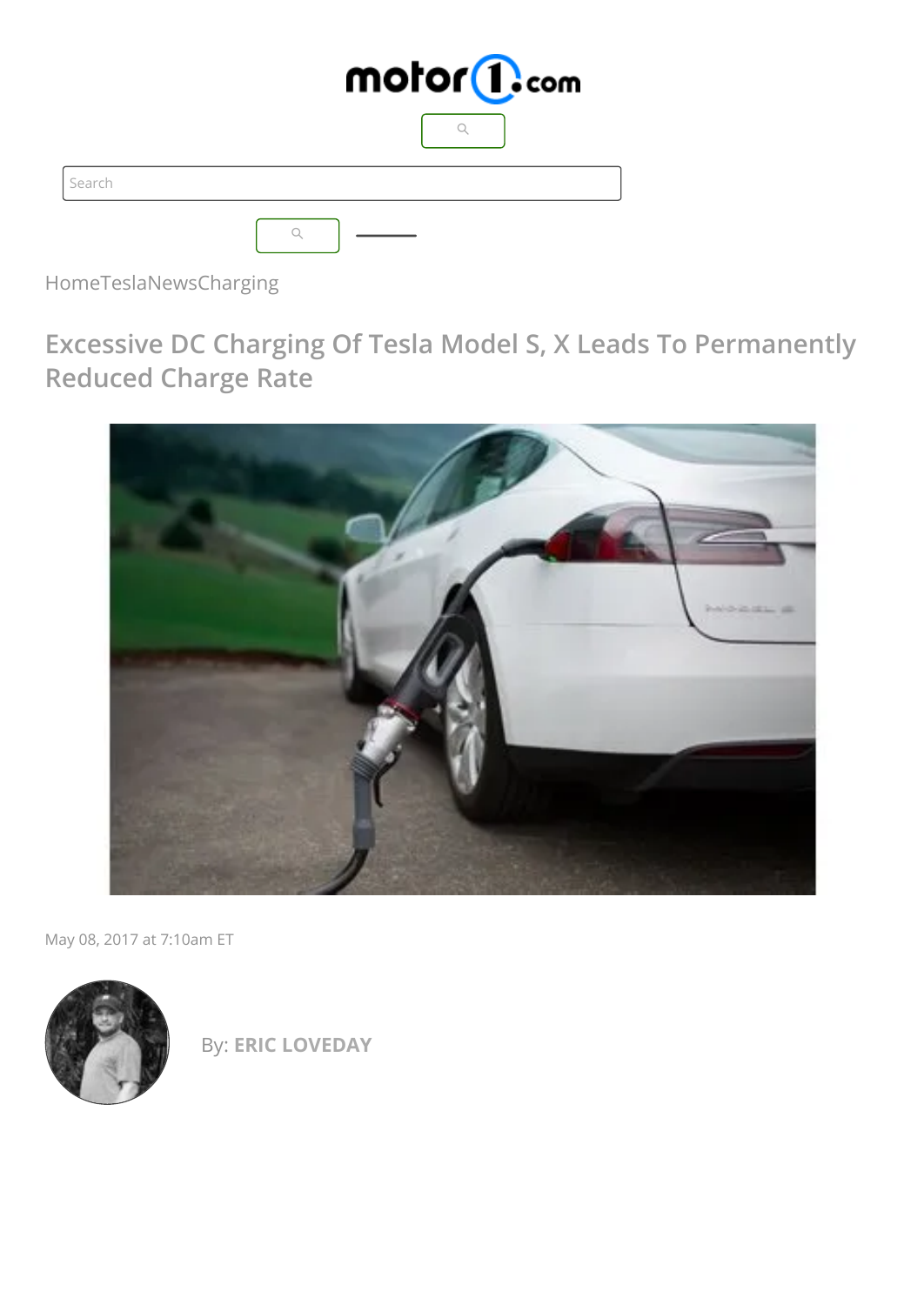HomeTeslaNewsCharging

# Excessive DC Charging Of Tesla Model S, X Leads To Permanently Reduced Charge Rate

May 08, 2017 at 7:10am ET

By: **ERIC LOVEDAY**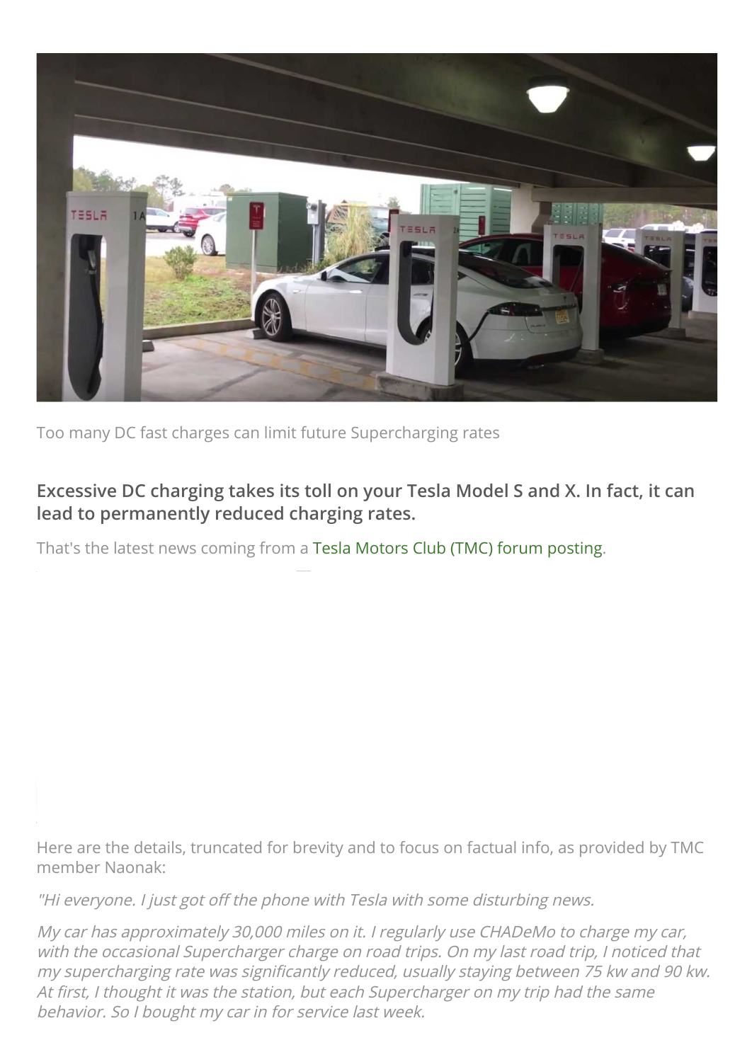Too many DC fast charges can limit future Supercharging rates

**Excessive DC charging takes its toll on your Tesla Model S and X. In fact, it can lead to permanently reduced charging rates.**

That's the latest news coming from a Tesla Motors Club (TMC) forum posting.

Here are the details, truncated for brevity and to focus on factual info, as provided by TMC member Naonak:

*"Hi everyone. I just got off the phone with Tesla with some disturbing news.*

*My car has approximately 30,000 miles on it. I regularly use CHADeMo to charge my car, with the occasional Supercharger charge on road trips. On my last road trip, I noticed that my supercharging rate was significantly reduced, usually staying between 75 kw and 90 kw. At first, I thought it was the station, but each Supercharger on my trip had the same behavior. So I bought my car in for service last week.*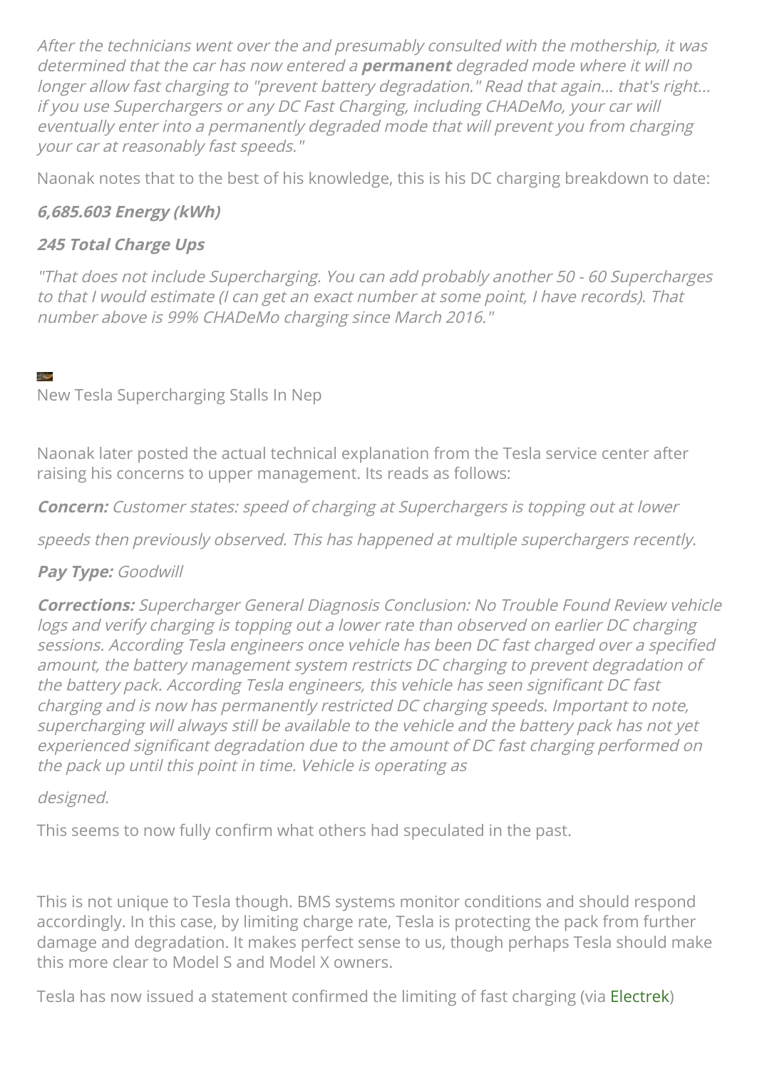*After the technicians went over the and presumably consulted with the mothership, it was determined that the car has now entered a* ***permanent*** *degraded mode where it will no longer allow fast charging to "prevent battery degradation." Read that again... that's right... if you use Superchargers or any DC Fast Charging, including CHADeMo, your car will eventually enter into a permanently degraded mode that will prevent you from charging your car at reasonably fast speeds."*

Naonak notes that to the best of his knowledge, this is his DC charging breakdown to date:

***6,685.603 Energy (kWh)***

***245 Total Charge Ups***

*"That does not include Supercharging. You can add probably another 50 - 60 Supercharges to that I would estimate (I can get an exact number at some point, I have records). That number above is 99% CHADeMo charging since March 2016."*

New Tesla Supercharging Stalls In Nep

Naonak later posted the actual technical explanation from the Tesla service center after raising his concerns to upper management. Its reads as follows:

***Concern:*** *Customer states: speed of charging at Superchargers is topping out at lower speeds then previously observed. This has happened at multiple superchargers recently.*

***Pay Type:*** *Goodwill*

***Corrections:*** *Supercharger General Diagnosis Conclusion: No Trouble Found Review vehicle logs and verify charging is topping out a lower rate than observed on earlier DC charging sessions. According Tesla engineers once vehicle has been DC fast charged over a specified amount, the battery management system restricts DC charging to prevent degradation of the battery pack. According Tesla engineers, this vehicle has seen significant DC fast charging and is now has permanently restricted DC charging speeds. Important to note, supercharging will always still be available to the vehicle and the battery pack has not yet experienced significant degradation due to the amount of DC fast charging performed on the pack up until this point in time. Vehicle is operating as designed.*

This seems to now fully confirm what others had speculated in the past.

This is not unique to Tesla though. BMS systems monitor conditions and should respond accordingly. In this case, by limiting charge rate, Tesla is protecting the pack from further damage and degradation. It makes perfect sense to us, though perhaps Tesla should make this more clear to Model S and Model X owners.

Tesla has now issued a statement confirmed the limiting of fast charging (via Electrek)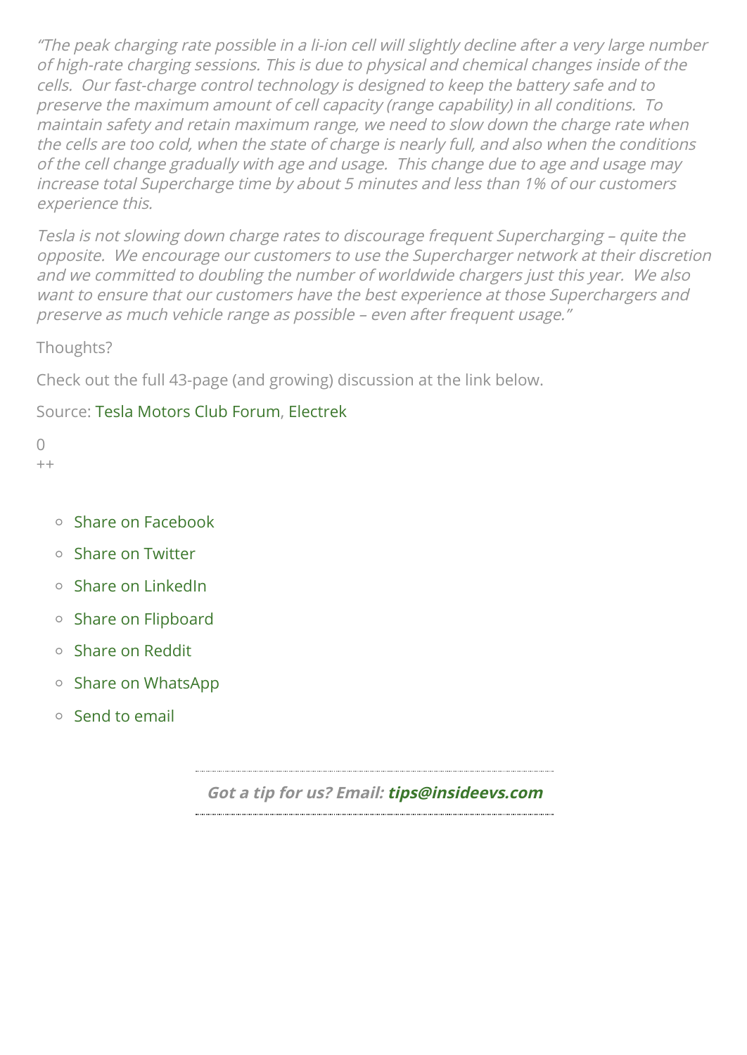*"The peak charging rate possible in a li-ion cell will slightly decline after a very large number of high-rate charging sessions. This is due to physical and chemical changes inside of the cells. Our fast-charge control technology is designed to keep the battery safe and to preserve the maximum amount of cell capacity (range capability) in all conditions. To maintain safety and retain maximum range, we need to slow down the charge rate when the cells are too cold, when the state of charge is nearly full, and also when the conditions of the cell change gradually with age and usage. This change due to age and usage may increase total Supercharge time by about 5 minutes and less than 1% of our customers experience this.*

*Tesla is not slowing down charge rates to discourage frequent Supercharging – quite the opposite. We encourage our customers to use the Supercharger network at their discretion and we committed to doubling the number of worldwide chargers just this year. We also want to ensure that our customers have the best experience at those Superchargers and preserve as much vehicle range as possible – even after frequent usage."*

Thoughts?

Check out the full 43-page (and growing) discussion at the link below.

Source: Tesla Motors Club Forum, Electrek

0
++

- Share on Facebook
- Share on Twitter
- Share on LinkedIn
- Share on Flipboard
- Share on Reddit
- Share on WhatsApp
- Send to email

***Got a tip for us? Email: tips@insideevs.com***